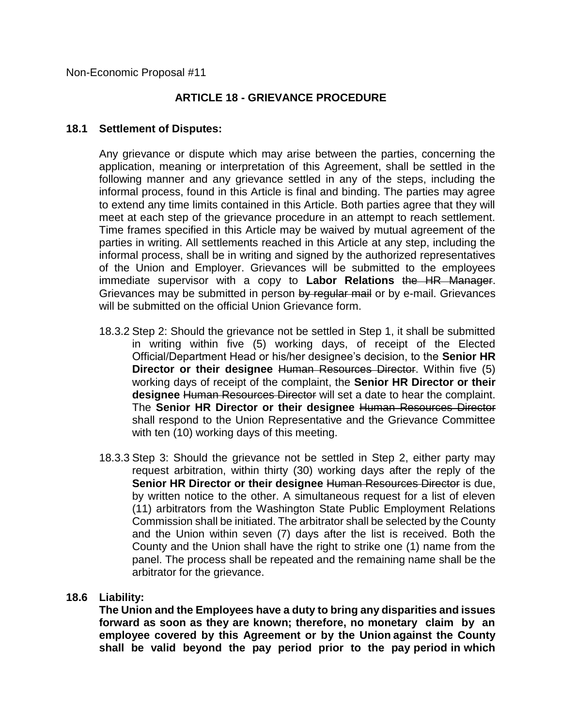Non-Economic Proposal #11

## ARTICLE 18 - GRIEVANCE PROCEDURE

### 18.1 Settlement of Disputes:

Any grievance or dispute which may arise between the parties, concerning the application, meaning or interpretation of this Agreement, shall be settled in the following manner and any grievance settled in any of the steps, including the informal process, found in this Article is final and binding. The parties may agree to extend any time limits contained in this Article. Both parties agree that they will meet at each step of the grievance procedure in an attempt to reach settlement. Time frames specified in this Article may be waived by mutual agreement of the parties in writing. All settlements reached in this Article at any step, including the informal process, shall be in writing and signed by the authorized representatives of the Union and Employer. Grievances will be submitted to the employees immediate supervisor with a copy to **Labor Relations** ~~the HR Manager~~. Grievances may be submitted in person ~~by regular mail~~ or by e-mail. Grievances will be submitted on the official Union Grievance form.

18.3.2 Step 2: Should the grievance not be settled in Step 1, it shall be submitted in writing within five (5) working days, of receipt of the Elected Official/Department Head or his/her designee's decision, to the **Senior HR Director or their designee** ~~Human Resources Director~~. Within five (5) working days of receipt of the complaint, the **Senior HR Director or their designee** ~~Human Resources Director~~ will set a date to hear the complaint. The **Senior HR Director or their designee** ~~Human Resources Director~~ shall respond to the Union Representative and the Grievance Committee with ten (10) working days of this meeting.

18.3.3 Step 3: Should the grievance not be settled in Step 2, either party may request arbitration, within thirty (30) working days after the reply of the **Senior HR Director or their designee** ~~Human Resources Director~~ is due, by written notice to the other. A simultaneous request for a list of eleven (11) arbitrators from the Washington State Public Employment Relations Commission shall be initiated. The arbitrator shall be selected by the County and the Union within seven (7) days after the list is received. Both the County and the Union shall have the right to strike one (1) name from the panel. The process shall be repeated and the remaining name shall be the arbitrator for the grievance.

### 18.6 Liability:

**The Union and the Employees have a duty to bring any disparities and issues forward as soon as they are known; therefore, no monetary claim by an employee covered by this Agreement or by the Union against the County shall be valid beyond the pay period prior to the pay period in which**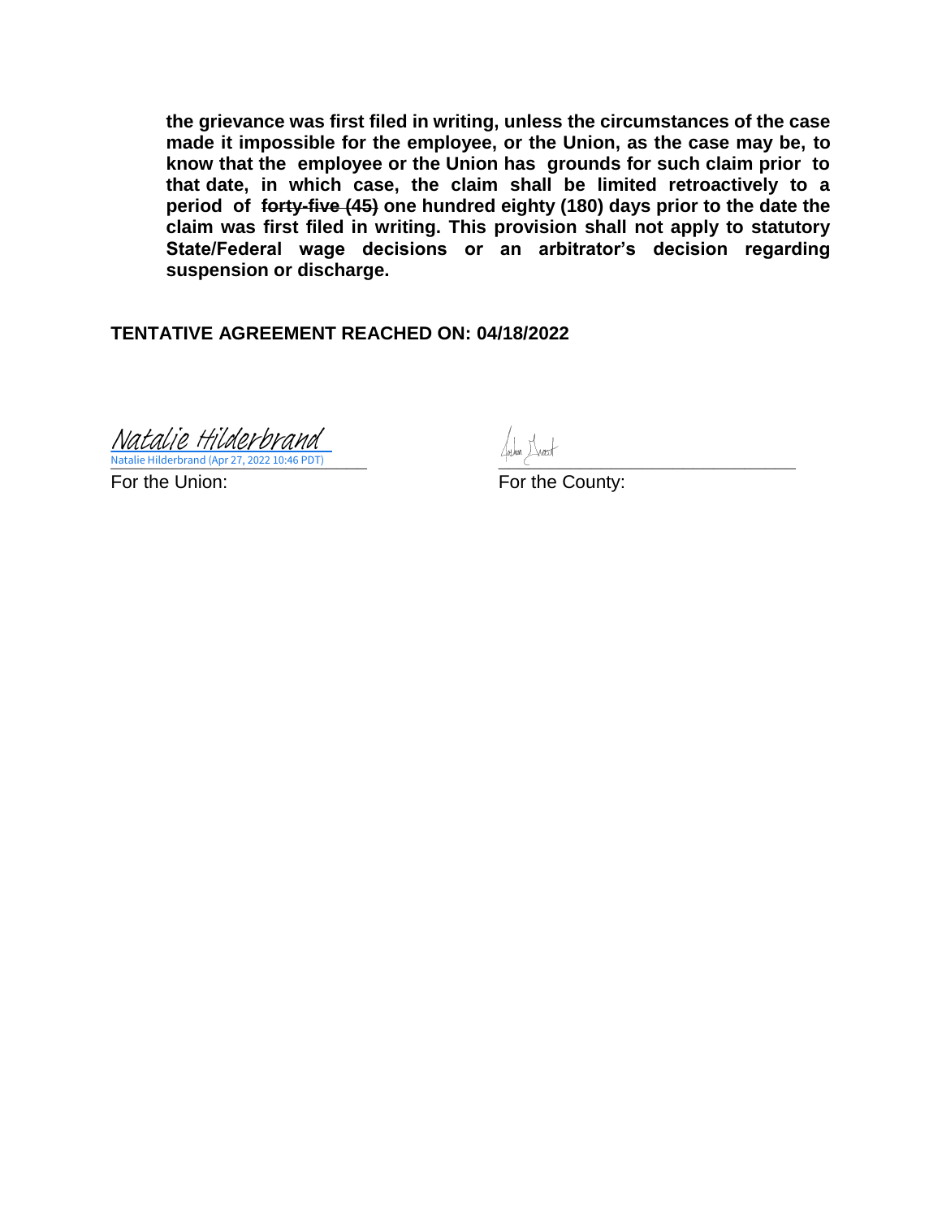**the grievance was first filed in writing, unless the circumstances of the case made it impossible for the employee, or the Union, as the case may be, to know that the employee or the Union has grounds for such claim prior to that date, in which case, the claim shall be limited retroactively to a period of ~~forty-five (45)~~ one hundred eighty (180) days prior to the date the claim was first filed in writing. This provision shall not apply to statutory State/Federal wage decisions or an arbitrator's decision regarding suspension or discharge.**

**TENTATIVE AGREEMENT REACHED ON: 04/18/2022**

*Natalie Hilderbrand*
Natalie Hilderbrand (Apr 27, 2022 10:46 PDT)
For the Union:

_______________________________
For the County: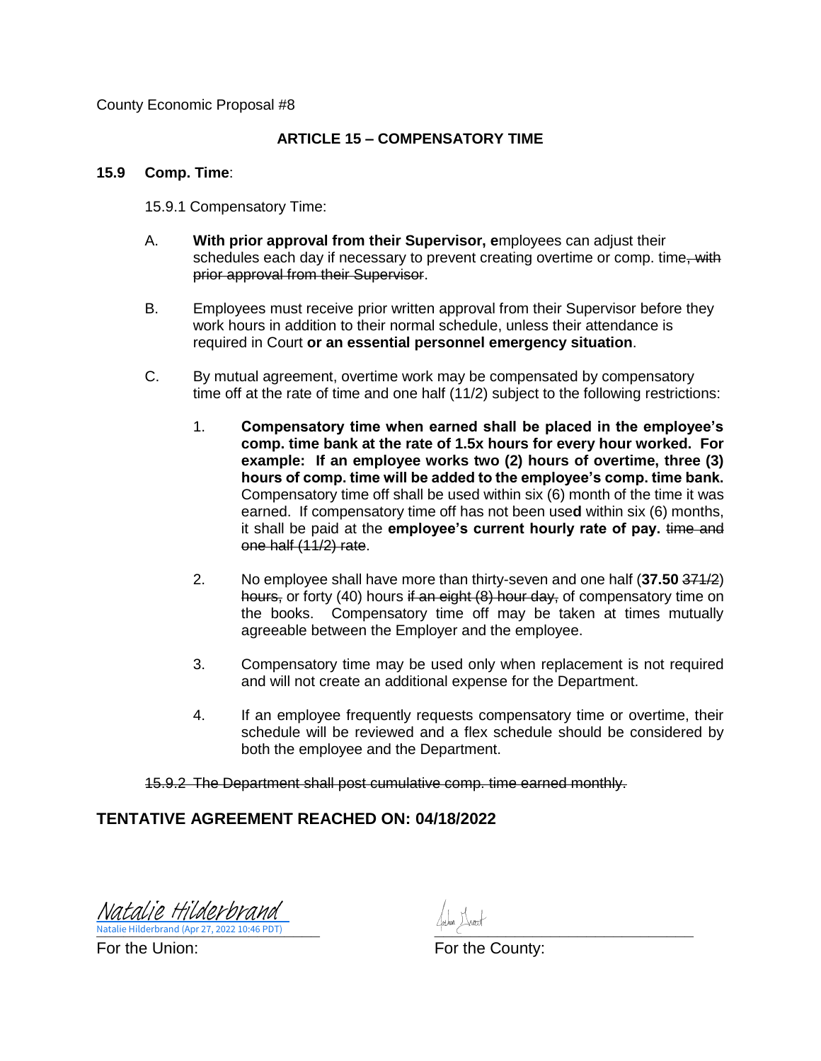County Economic Proposal #8

## ARTICLE 15 – COMPENSATORY TIME

**15.9 Comp. Time**:

15.9.1 Compensatory Time:

A. **With prior approval from their Supervisor, e**mployees can adjust their schedules each day if necessary to prevent creating overtime or comp. time~~, with prior approval from their Supervisor~~.

B. Employees must receive prior written approval from their Supervisor before they work hours in addition to their normal schedule, unless their attendance is required in Court **or an essential personnel emergency situation**.

C. By mutual agreement, overtime work may be compensated by compensatory time off at the rate of time and one half (11/2) subject to the following restrictions:

1. **Compensatory time when earned shall be placed in the employee's comp. time bank at the rate of 1.5x hours for every hour worked. For example: If an employee works two (2) hours of overtime, three (3) hours of comp. time will be added to the employee's comp. time bank.** Compensatory time off shall be used within six (6) month of the time it was earned. If compensatory time off has not been use**d** within six (6) months, it shall be paid at the **employee's current hourly rate of pay.** ~~time and one half (11/2) rate~~.

2. No employee shall have more than thirty-seven and one half (**37.50** ~~371/2~~) ~~hours,~~ or forty (40) hours ~~if an eight (8) hour day,~~ of compensatory time on the books. Compensatory time off may be taken at times mutually agreeable between the Employer and the employee.

3. Compensatory time may be used only when replacement is not required and will not create an additional expense for the Department.

4. If an employee frequently requests compensatory time or overtime, their schedule will be reviewed and a flex schedule should be considered by both the employee and the Department.

~~15.9.2 The Department shall post cumulative comp. time earned monthly.~~

**TENTATIVE AGREEMENT REACHED ON: 04/18/2022**

Natalie Hilderbrand
Natalie Hilderbrand (Apr 27, 2022 10:46 PDT)

For the Union:

For the County: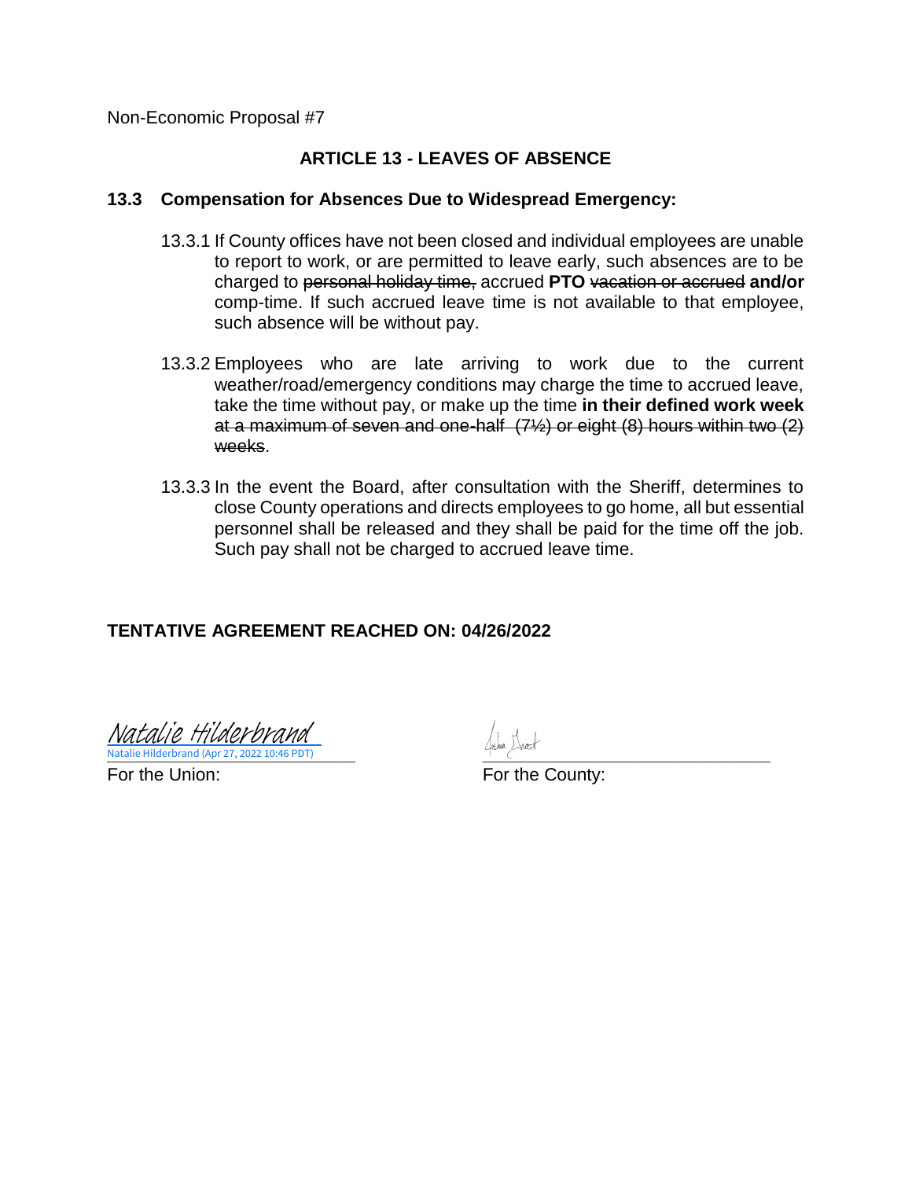Non-Economic Proposal #7

## ARTICLE 13 - LEAVES OF ABSENCE

### 13.3 Compensation for Absences Due to Widespread Emergency:

13.3.1 If County offices have not been closed and individual employees are unable to report to work, or are permitted to leave early, such absences are to be charged to ~~personal holiday time,~~ accrued **PTO** ~~vacation or accrued~~ **and/or** comp-time. If such accrued leave time is not available to that employee, such absence will be without pay.

13.3.2 Employees who are late arriving to work due to the current weather/road/emergency conditions may charge the time to accrued leave, take the time without pay, or make up the time **in their defined work week** ~~at a maximum of seven and one-half (7½) or eight (8) hours within two (2) weeks~~.

13.3.3 In the event the Board, after consultation with the Sheriff, determines to close County operations and directs employees to go home, all but essential personnel shall be released and they shall be paid for the time off the job. Such pay shall not be charged to accrued leave time.

**TENTATIVE AGREEMENT REACHED ON: 04/26/2022**

Natalie Hilderbrand
Natalie Hilderbrand (Apr 27, 2022 10:46 PDT)

For the Union:

For the County: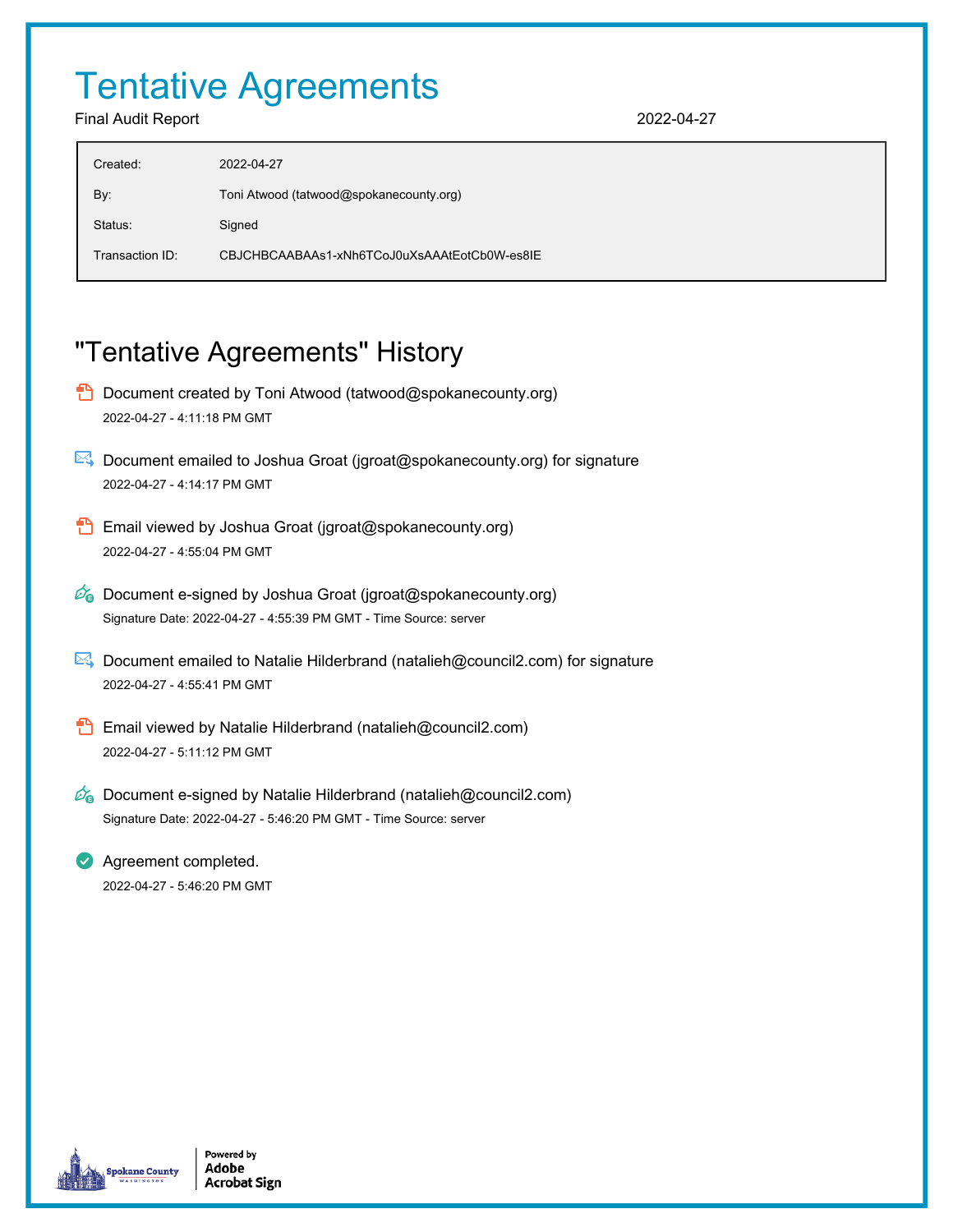# Tentative Agreements

Final Audit Report 2022-04-27

| | |
|---|---|
| Created: | 2022-04-27 |
| By: | Toni Atwood (tatwood@spokanecounty.org) |
| Status: | Signed |
| Transaction ID: | CBJCHBCAABAAs1-xNh6TCoJ0uXsAAAtEotCb0W-es8IE |

## "Tentative Agreements" History

- Document created by Toni Atwood (tatwood@spokanecounty.org)
  2022-04-27 - 4:11:18 PM GMT

- Document emailed to Joshua Groat (jgroat@spokanecounty.org) for signature
  2022-04-27 - 4:14:17 PM GMT

- Email viewed by Joshua Groat (jgroat@spokanecounty.org)
  2022-04-27 - 4:55:04 PM GMT

- Document e-signed by Joshua Groat (jgroat@spokanecounty.org)
  Signature Date: 2022-04-27 - 4:55:39 PM GMT - Time Source: server

- Document emailed to Natalie Hilderbrand (natalieh@council2.com) for signature
  2022-04-27 - 4:55:41 PM GMT

- Email viewed by Natalie Hilderbrand (natalieh@council2.com)
  2022-04-27 - 5:11:12 PM GMT

- Document e-signed by Natalie Hilderbrand (natalieh@council2.com)
  Signature Date: 2022-04-27 - 5:46:20 PM GMT - Time Source: server

- Agreement completed.
  2022-04-27 - 5:46:20 PM GMT

Spokane County WASHINGTON | Powered by Adobe Acrobat Sign